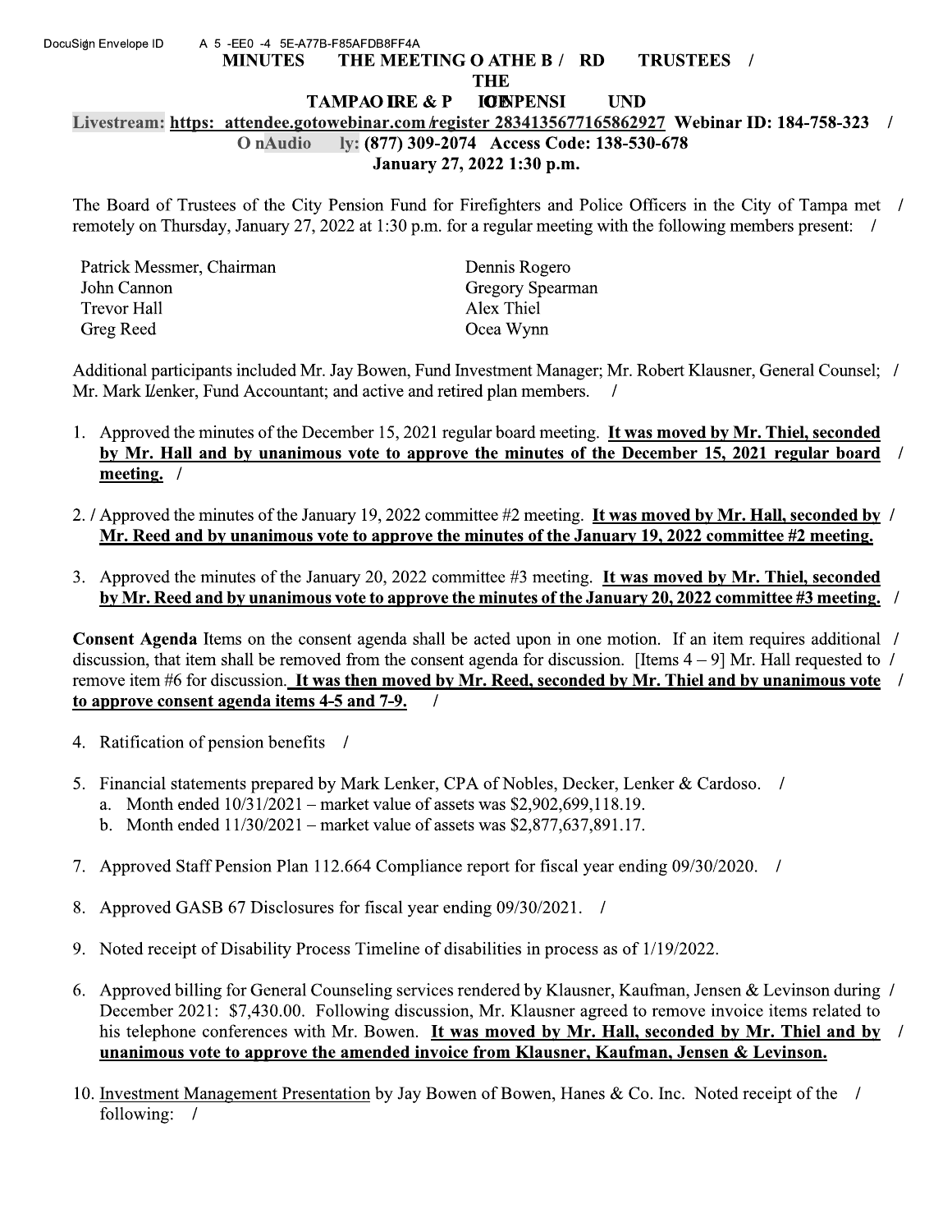DocuSign Envelope ID A 5 -EE0 -4 5E-A77B-F85AFDB8FF4A

# MINUTES THE MEETING O ATHE B / RD TRUSTEES / THE TAMPAO IRE & P IOENPENSI UND

**Livestream: https: attendee.gotowebinar.com /register 2834135677165862927 Webinar ID: 184-758-323** /

**O nAudio ly: (877) 309-2074 Access Code: 138-530-678**

**January 27, 2022 1:30 p.m.**

The Board of Trustees of the City Pension Fund for Firefighters and Police Officers in the City of Tampa met / remotely on Thursday, January 27, 2022 at 1:30 p.m. for a regular meeting with the following members present: /

| | |
|---|---|
| Patrick Messmer, Chairman | Dennis Rogero |
| John Cannon | Gregory Spearman |
| Trevor Hall | Alex Thiel |
| Greg Reed | Ocea Wynn |

Additional participants included Mr. Jay Bowen, Fund Investment Manager; Mr. Robert Klausner, General Counsel; / Mr. Mark L/enker, Fund Accountant; and active and retired plan members. /

1. Approved the minutes of the December 15, 2021 regular board meeting. **It was moved by Mr. Thiel, seconded by Mr. Hall and by unanimous vote to approve the minutes of the December 15, 2021 regular board meeting.** /

2. / Approved the minutes of the January 19, 2022 committee #2 meeting. **It was moved by Mr. Hall, seconded by Mr. Reed and by unanimous vote to approve the minutes of the January 19, 2022 committee #2 meeting.** /

3. Approved the minutes of the January 20, 2022 committee #3 meeting. **It was moved by Mr. Thiel, seconded by Mr. Reed and by unanimous vote to approve the minutes of the January 20, 2022 committee #3 meeting.** /

**Consent Agenda** Items on the consent agenda shall be acted upon in one motion. If an item requires additional / discussion, that item shall be removed from the consent agenda for discussion. [Items 4 – 9] Mr. Hall requested to / remove item #6 for discussion. **It was then moved by Mr. Reed, seconded by Mr. Thiel and by unanimous vote to approve consent agenda items 4-5 and 7-9.** /

4. Ratification of pension benefits /

5. Financial statements prepared by Mark Lenker, CPA of Nobles, Decker, Lenker & Cardoso. /
   a. Month ended 10/31/2021 – market value of assets was $2,902,699,118.19.
   b. Month ended 11/30/2021 – market value of assets was $2,877,637,891.17.

7. Approved Staff Pension Plan 112.664 Compliance report for fiscal year ending 09/30/2020. /

8. Approved GASB 67 Disclosures for fiscal year ending 09/30/2021. /

9. Noted receipt of Disability Process Timeline of disabilities in process as of 1/19/2022.

6. Approved billing for General Counseling services rendered by Klausner, Kaufman, Jensen & Levinson during / December 2021: $7,430.00. Following discussion, Mr. Klausner agreed to remove invoice items related to his telephone conferences with Mr. Bowen. **It was moved by Mr. Hall, seconded by Mr. Thiel and by unanimous vote to approve the amended invoice from Klausner, Kaufman, Jensen & Levinson.** /

10. Investment Management Presentation by Jay Bowen of Bowen, Hanes & Co. Inc. Noted receipt of the / following: /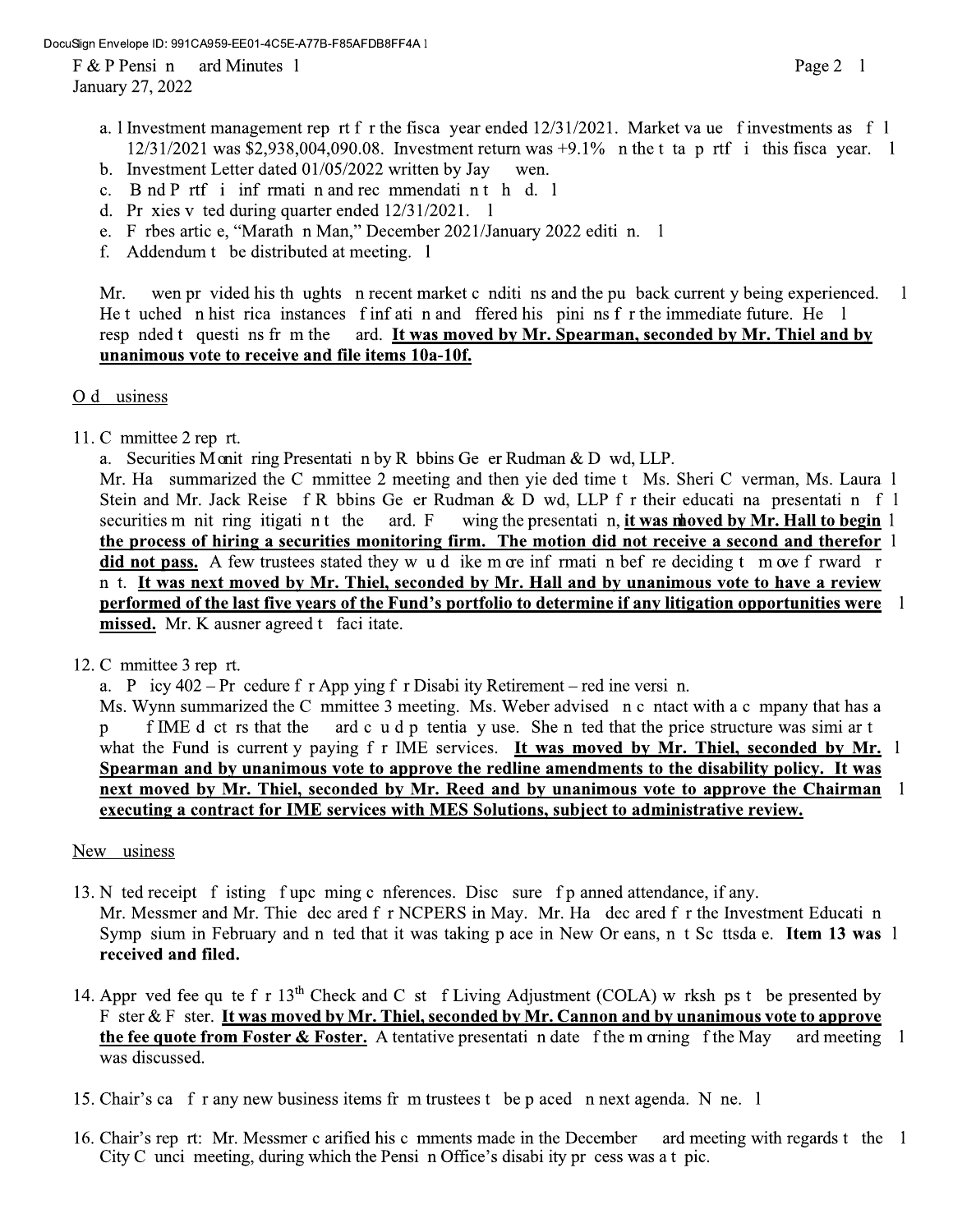a. Investment management report for the fiscal year ended 12/31/2021. Market value of investments as of 12/31/2021 was $2,938,004,090.08. Investment return was +9.1% on the total portfolio this fiscal year.
b. Investment Letter dated 01/05/2022 written by Jay Owen.
c. Bond Portfolio information and recommendation to hold.
d. Proxies voted during quarter ended 12/31/2021.
e. Forbes article, "Marathon Man," December 2021/January 2022 edition.
f. Addendum to be distributed at meeting.

Mr. Owen provided his thoughts on recent market conditions and the pullback currently being experienced. He touched on historical instances of inflation and offered his opinions for the immediate future. He responded to questions from the Board. **<u>It was moved by Mr. Spearman, seconded by Mr. Thiel and by unanimous vote to receive and file items 10a-10f.</u>**

<u>Old Business</u>

11. Committee 2 report.
    a. Securities Monitoring Presentation by Robbins Geller Rudman & Dowd, LLP.
    Mr. Hall summarized the Committee 2 meeting and then yielded time to Ms. Sheri Coverman, Ms. Laura Stein and Mr. Jack Reise of Robbins Geller Rudman & Dowd, LLP for their educational presentation of securities monitoring litigation to the Board. Following the presentation, **<u>it was moved by Mr. Hall to begin the process of hiring a securities monitoring firm. The motion did not receive a second and therefor did not pass.</u>** A few trustees stated they would like more information before deciding to move forward or not. **<u>It was next moved by Mr. Thiel, seconded by Mr. Hall and by unanimous vote to have a review performed of the last five years of the Fund's portfolio to determine if any litigation opportunities were missed.</u>** Mr. Klausner agreed to facilitate.

12. Committee 3 report.
    a. Policy 402 – Procedure for Applying for Disability Retirement – redline version.
    Ms. Wynn summarized the Committee 3 meeting. Ms. Weber advised on contact with a company that has a pool of IME doctors that the Board could potentially use. She noted that the price structure was similar to what the Fund is currently paying for IME services. **<u>It was moved by Mr. Thiel, seconded by Mr. Spearman and by unanimous vote to approve the redline amendments to the disability policy. It was next moved by Mr. Thiel, seconded by Mr. Reed and by unanimous vote to approve the Chairman executing a contract for IME services with MES Solutions, subject to administrative review.</u>**

<u>New Business</u>

13. Noted receipt of listing of upcoming conferences. Disclosure of planned attendance, if any.
    Mr. Messmer and Mr. Thiel declared for NCPERS in May. Mr. Hall declared for the Investment Education Symposium in February and noted that it was taking place in New Orleans, not Scottsdale. **Item 13 was received and filed.**

14. Approved fee quote for 13th Check and Cost of Living Adjustment (COLA) workshops to be presented by Foster & Foster. **<u>It was moved by Mr. Thiel, seconded by Mr. Cannon and by unanimous vote to approve the fee quote from Foster & Foster.</u>** A tentative presentation date of the morning of the May Board meeting was discussed.

15. Chair's call for any new business items from trustees to be placed on next agenda. None.

16. Chair's report: Mr. Messmer clarified his comments made in the December Board meeting with regards to the City Council meeting, during which the Pension Office's disability process was a topic.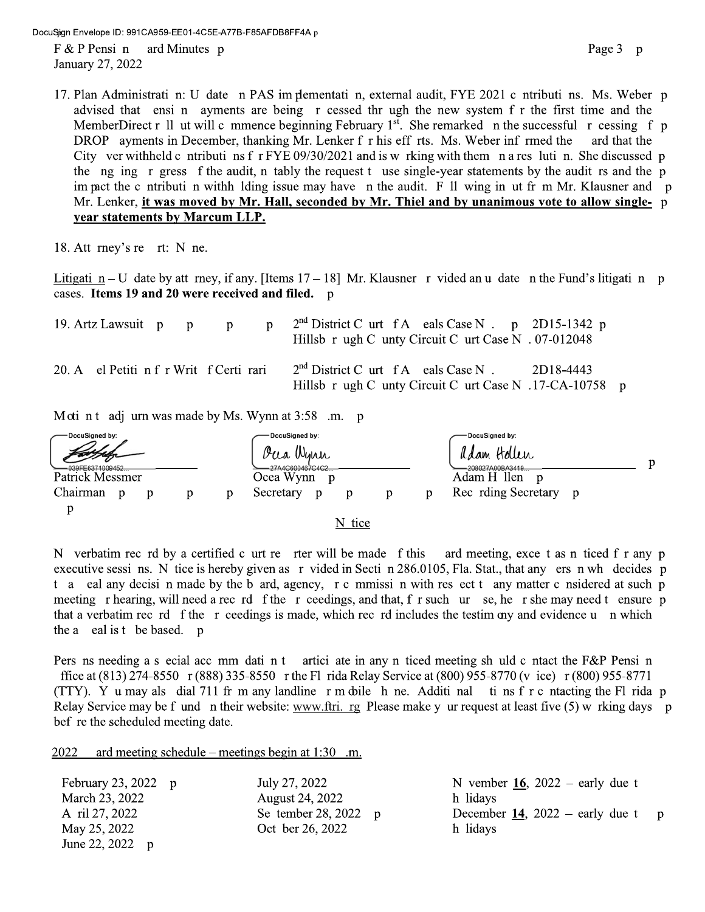17. Plan Administration: Update on PAS implementation, external audit, FYE 2021 contributions. Ms. Weber advised that pension payments are being processed through the new system for the first time and the MemberDirect roll out will commence beginning February 1st. She remarked on the successful processing of DROP payments in December, thanking Mr. Lenker for his efforts. Ms. Weber informed the Board that the City over withheld contributions for FYE 09/30/2021 and is working with them on a resolution. She discussed the ongoing progress of the audit, notably the request to use single-year statements by the auditors and the impact the contribution withholding issue may have on the audit. Following input from Mr. Klausner and Mr. Lenker, **it was moved by Mr. Hall, seconded by Mr. Thiel and by unanimous vote to allow single-year statements by Marcum LLP.**

18. Attorney's report: None.

Litigation – Update by attorney, if any. [Items 17 – 18] Mr. Klausner provided an update on the Fund's litigation cases. **Items 19 and 20 were received and filed.**

| | |
|---|---|
| 19. Artz Lawsuit | 2nd District Court of Appeals Case No. 2D15-1342<br>Hillsborough County Circuit Court Case No. 07-012048 |
| 20. Appel Petition for Writ of Certiorari | 2nd District Court of Appeals Case No. 2D18-4443<br>Hillsborough County Circuit Court Case No. 17-CA-10758 |

Motion to adjourn was made by Ms. Wynn at 3:58 p.m.

| | | |
|---|---|---|
| DocuSigned by: Patrick Messmer | DocuSigned by: Ocea Wynn | DocuSigned by: Adam Hollen |
| Patrick Messmer<br>Chairman | Ocea Wynn<br>Secretary | Adam Hollen<br>Recording Secretary |

Notice

No verbatim record by a certified court reporter will be made of this Board meeting, except as noticed for any executive sessions. Notice is hereby given as provided in Section 286.0105, Fla. Stat., that any person who decides to appeal any decision made by the board, agency, or commission with respect to any matter considered at such meeting or hearing, will need a record of the proceedings, and that, for such purpose, he or she may need to ensure that a verbatim record of the proceedings is made, which record includes the testimony and evidence upon which the appeal is to be based.

Persons needing a special accommodation to participate in any noticed meeting should contact the F&P Pension Office at (813) 274-8550 or (888) 335-8550 or the Florida Relay Service at (800) 955-8770 (voice) or (800) 955-8771 (TTY). You may also dial 711 from any landline or mobile phone. Additional options for contacting the Florida Relay Service may be found on their website: www.ftri.org Please make your request at least five (5) working days before the scheduled meeting date.

2022 Board meeting schedule – meetings begin at 1:30 p.m.

| | | |
|---|---|---|
| February 23, 2022 | July 27, 2022 | November **16**, 2022 – early due to holidays |
| March 23, 2022 | August 24, 2022 | December **14**, 2022 – early due to holidays |
| April 27, 2022 | September 28, 2022 | |
| May 25, 2022 | October 26, 2022 | |
| June 22, 2022 | | |